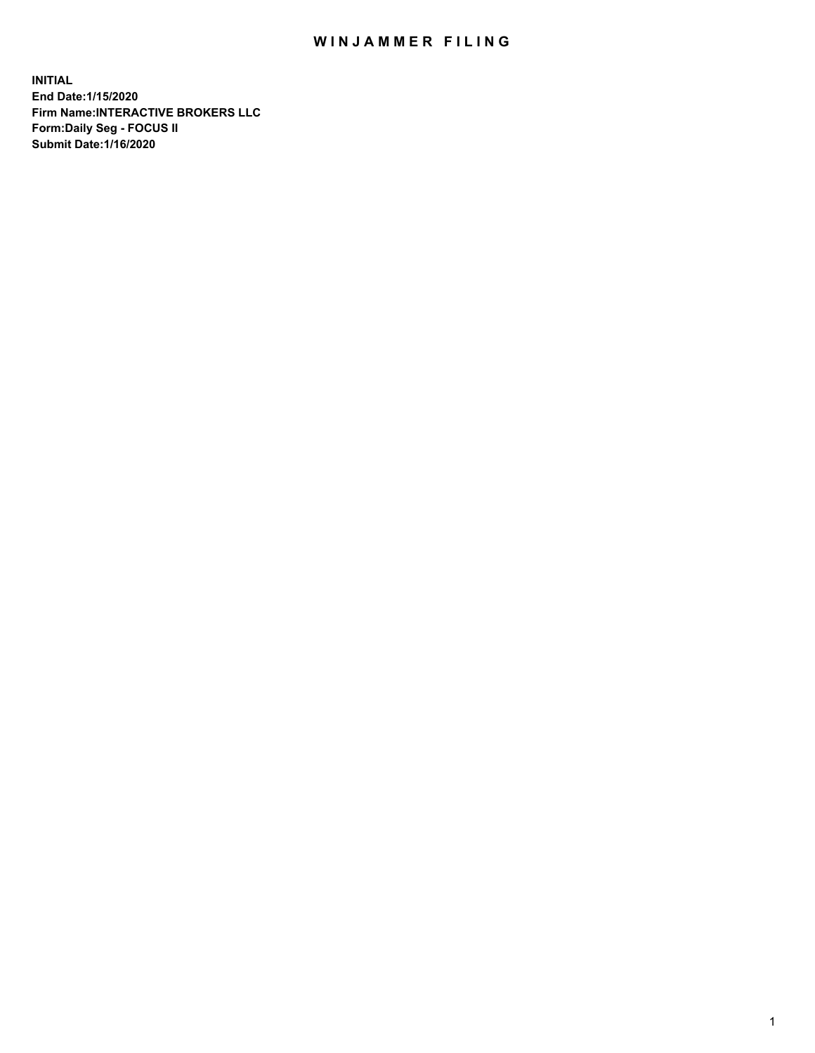# WINJAMMER FILING

**INITIAL**
**End Date:1/15/2020**
**Firm Name:INTERACTIVE BROKERS LLC**
**Form:Daily Seg - FOCUS II**
**Submit Date:1/16/2020**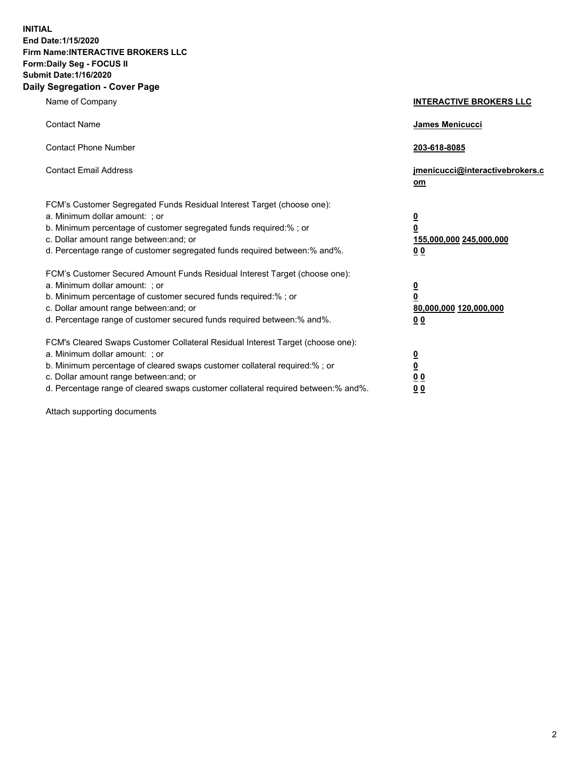**INITIAL**
**End Date:1/15/2020**
**Firm Name:INTERACTIVE BROKERS LLC**
**Form:Daily Seg - FOCUS II**
**Submit Date:1/16/2020**

## Daily Segregation - Cover Page

| | |
|---|---|
| Name of Company | **INTERACTIVE BROKERS LLC** |
| Contact Name | **James Menicucci** |
| Contact Phone Number | **203-618-8085** |
| Contact Email Address | **jmenicucci@interactivebrokers.com** |
| FCM's Customer Segregated Funds Residual Interest Target (choose one): | |
| a. Minimum dollar amount: ; or | **0** |
| b. Minimum percentage of customer segregated funds required:% ; or | **0** |
| c. Dollar amount range between:and; or | **155,000,000 245,000,000** |
| d. Percentage range of customer segregated funds required between:% and%. | **0 0** |
| FCM's Customer Secured Amount Funds Residual Interest Target (choose one): | |
| a. Minimum dollar amount: ; or | **0** |
| b. Minimum percentage of customer secured funds required:% ; or | **0** |
| c. Dollar amount range between:and; or | **80,000,000 120,000,000** |
| d. Percentage range of customer secured funds required between:% and%. | **0 0** |
| FCM's Cleared Swaps Customer Collateral Residual Interest Target (choose one): | |
| a. Minimum dollar amount: ; or | **0** |
| b. Minimum percentage of cleared swaps customer collateral required:% ; or | **0** |
| c. Dollar amount range between:and; or | **0 0** |
| d. Percentage range of cleared swaps customer collateral required between:% and%. | **0 0** |

Attach supporting documents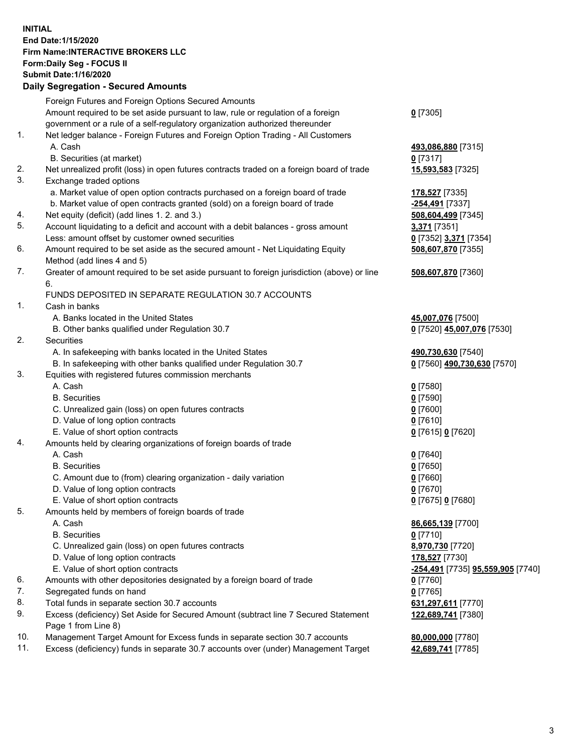**INITIAL**
**End Date:1/15/2020**
**Firm Name:INTERACTIVE BROKERS LLC**
**Form:Daily Seg - FOCUS II**
**Submit Date:1/16/2020**
**Daily Segregation - Secured Amounts**

| | | |
|---|---|---|
| | Foreign Futures and Foreign Options Secured Amounts | |
| | Amount required to be set aside pursuant to law, rule or regulation of a foreign government or a rule of a self-regulatory organization authorized thereunder | **0** [7305] |
| 1. | Net ledger balance - Foreign Futures and Foreign Option Trading - All Customers | |
| | A. Cash | **493,086,880** [7315] |
| | B. Securities (at market) | **0** [7317] |
| 2. | Net unrealized profit (loss) in open futures contracts traded on a foreign board of trade | **15,593,583** [7325] |
| 3. | Exchange traded options | |
| | a. Market value of open option contracts purchased on a foreign board of trade | **178,527** [7335] |
| | b. Market value of open contracts granted (sold) on a foreign board of trade | **-254,491** [7337] |
| 4. | Net equity (deficit) (add lines 1. 2. and 3.) | **508,604,499** [7345] |
| 5. | Account liquidating to a deficit and account with a debit balances - gross amount | **3,371** [7351] |
| | Less: amount offset by customer owned securities | **0** [7352] **3,371** [7354] |
| 6. | Amount required to be set aside as the secured amount - Net Liquidating Equity Method (add lines 4 and 5) | **508,607,870** [7355] |
| 7. | Greater of amount required to be set aside pursuant to foreign jurisdiction (above) or line 6. | **508,607,870** [7360] |
| | FUNDS DEPOSITED IN SEPARATE REGULATION 30.7 ACCOUNTS | |
| 1. | Cash in banks | |
| | A. Banks located in the United States | **45,007,076** [7500] |
| | B. Other banks qualified under Regulation 30.7 | **0** [7520] **45,007,076** [7530] |
| 2. | Securities | |
| | A. In safekeeping with banks located in the United States | **490,730,630** [7540] |
| | B. In safekeeping with other banks qualified under Regulation 30.7 | **0** [7560] **490,730,630** [7570] |
| 3. | Equities with registered futures commission merchants | |
| | A. Cash | **0** [7580] |
| | B. Securities | **0** [7590] |
| | C. Unrealized gain (loss) on open futures contracts | **0** [7600] |
| | D. Value of long option contracts | **0** [7610] |
| | E. Value of short option contracts | **0** [7615] **0** [7620] |
| 4. | Amounts held by clearing organizations of foreign boards of trade | |
| | A. Cash | **0** [7640] |
| | B. Securities | **0** [7650] |
| | C. Amount due to (from) clearing organization - daily variation | **0** [7660] |
| | D. Value of long option contracts | **0** [7670] |
| | E. Value of short option contracts | **0** [7675] **0** [7680] |
| 5. | Amounts held by members of foreign boards of trade | |
| | A. Cash | **86,665,139** [7700] |
| | B. Securities | **0** [7710] |
| | C. Unrealized gain (loss) on open futures contracts | **8,970,730** [7720] |
| | D. Value of long option contracts | **178,527** [7730] |
| | E. Value of short option contracts | **-254,491** [7735] **95,559,905** [7740] |
| 6. | Amounts with other depositories designated by a foreign board of trade | **0** [7760] |
| 7. | Segregated funds on hand | **0** [7765] |
| 8. | Total funds in separate section 30.7 accounts | **631,297,611** [7770] |
| 9. | Excess (deficiency) Set Aside for Secured Amount (subtract line 7 Secured Statement Page 1 from Line 8) | **122,689,741** [7380] |
| 10. | Management Target Amount for Excess funds in separate section 30.7 accounts | **80,000,000** [7780] |
| 11. | Excess (deficiency) funds in separate 30.7 accounts over (under) Management Target | **42,689,741** [7785] |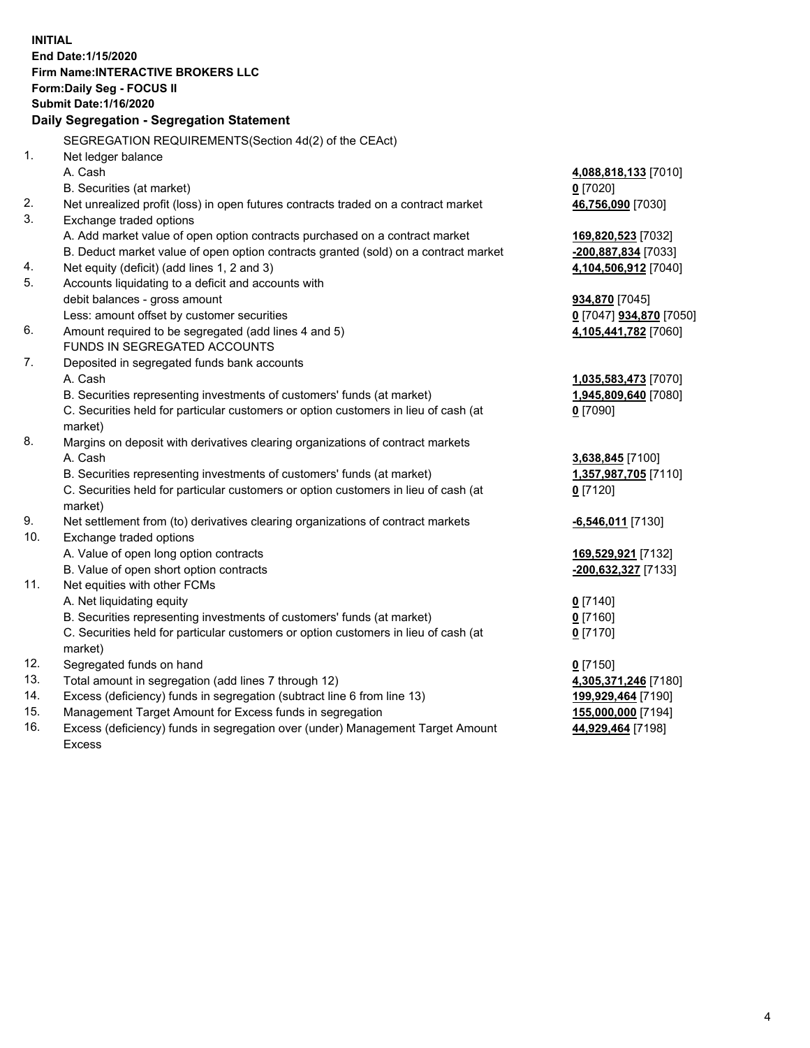**INITIAL**
**End Date:1/15/2020**
**Firm Name:INTERACTIVE BROKERS LLC**
**Form:Daily Seg - FOCUS II**
**Submit Date:1/16/2020**
**Daily Segregation - Segregation Statement**

| | | |
|---|---|---|
| | SEGREGATION REQUIREMENTS(Section 4d(2) of the CEAct) | |
| 1. | Net ledger balance | |
| | A. Cash | **4,088,818,133** [7010] |
| | B. Securities (at market) | **0** [7020] |
| 2. | Net unrealized profit (loss) in open futures contracts traded on a contract market | **46,756,090** [7030] |
| 3. | Exchange traded options | |
| | A. Add market value of open option contracts purchased on a contract market | **169,820,523** [7032] |
| | B. Deduct market value of open option contracts granted (sold) on a contract market | **-200,887,834** [7033] |
| 4. | Net equity (deficit) (add lines 1, 2 and 3) | **4,104,506,912** [7040] |
| 5. | Accounts liquidating to a deficit and accounts with | |
| | debit balances - gross amount | **934,870** [7045] |
| | Less: amount offset by customer securities | **0** [7047] **934,870** [7050] |
| 6. | Amount required to be segregated (add lines 4 and 5) | **4,105,441,782** [7060] |
| | FUNDS IN SEGREGATED ACCOUNTS | |
| 7. | Deposited in segregated funds bank accounts | |
| | A. Cash | **1,035,583,473** [7070] |
| | B. Securities representing investments of customers' funds (at market) | **1,945,809,640** [7080] |
| | C. Securities held for particular customers or option customers in lieu of cash (at market) | **0** [7090] |
| 8. | Margins on deposit with derivatives clearing organizations of contract markets | |
| | A. Cash | **3,638,845** [7100] |
| | B. Securities representing investments of customers' funds (at market) | **1,357,987,705** [7110] |
| | C. Securities held for particular customers or option customers in lieu of cash (at market) | **0** [7120] |
| 9. | Net settlement from (to) derivatives clearing organizations of contract markets | **-6,546,011** [7130] |
| 10. | Exchange traded options | |
| | A. Value of open long option contracts | **169,529,921** [7132] |
| | B. Value of open short option contracts | **-200,632,327** [7133] |
| 11. | Net equities with other FCMs | |
| | A. Net liquidating equity | **0** [7140] |
| | B. Securities representing investments of customers' funds (at market) | **0** [7160] |
| | C. Securities held for particular customers or option customers in lieu of cash (at market) | **0** [7170] |
| 12. | Segregated funds on hand | **0** [7150] |
| 13. | Total amount in segregation (add lines 7 through 12) | **4,305,371,246** [7180] |
| 14. | Excess (deficiency) funds in segregation (subtract line 6 from line 13) | **199,929,464** [7190] |
| 15. | Management Target Amount for Excess funds in segregation | **155,000,000** [7194] |
| 16. | Excess (deficiency) funds in segregation over (under) Management Target Amount Excess | **44,929,464** [7198] |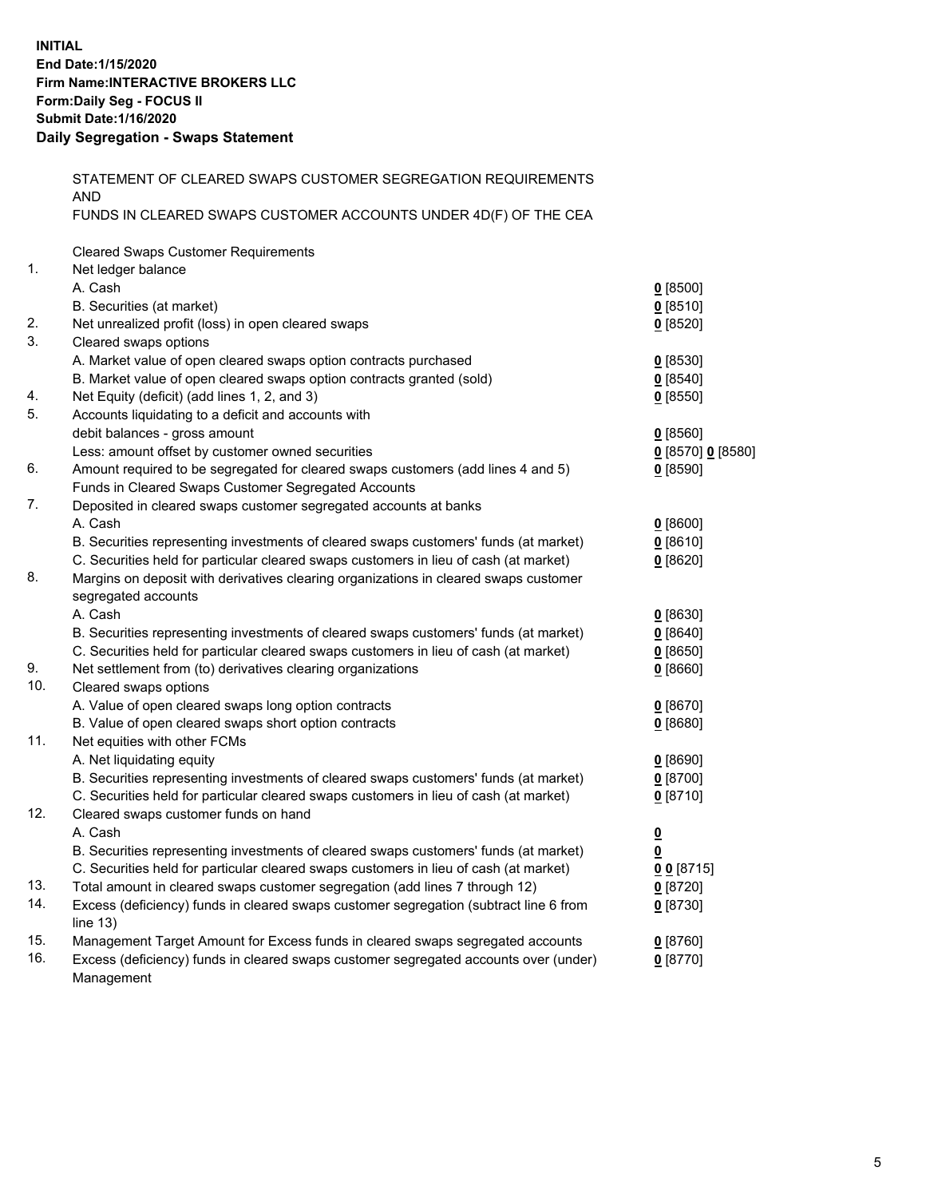**INITIAL**
**End Date:1/15/2020**
**Firm Name:INTERACTIVE BROKERS LLC**
**Form:Daily Seg - FOCUS II**
**Submit Date:1/16/2020**
**Daily Segregation - Swaps Statement**

STATEMENT OF CLEARED SWAPS CUSTOMER SEGREGATION REQUIREMENTS
AND
FUNDS IN CLEARED SWAPS CUSTOMER ACCOUNTS UNDER 4D(F) OF THE CEA

| | | |
|---|---|---|
| | Cleared Swaps Customer Requirements | |
| 1. | Net ledger balance | |
| | A. Cash | 0 [8500] |
| | B. Securities (at market) | 0 [8510] |
| 2. | Net unrealized profit (loss) in open cleared swaps | 0 [8520] |
| 3. | Cleared swaps options | |
| | A. Market value of open cleared swaps option contracts purchased | 0 [8530] |
| | B. Market value of open cleared swaps option contracts granted (sold) | 0 [8540] |
| 4. | Net Equity (deficit) (add lines 1, 2, and 3) | 0 [8550] |
| 5. | Accounts liquidating to a deficit and accounts with | |
| | debit balances - gross amount | 0 [8560] |
| | Less: amount offset by customer owned securities | 0 [8570] 0 [8580] |
| 6. | Amount required to be segregated for cleared swaps customers (add lines 4 and 5) | 0 [8590] |
| | Funds in Cleared Swaps Customer Segregated Accounts | |
| 7. | Deposited in cleared swaps customer segregated accounts at banks | |
| | A. Cash | 0 [8600] |
| | B. Securities representing investments of cleared swaps customers' funds (at market) | 0 [8610] |
| | C. Securities held for particular cleared swaps customers in lieu of cash (at market) | 0 [8620] |
| 8. | Margins on deposit with derivatives clearing organizations in cleared swaps customer segregated accounts | |
| | A. Cash | 0 [8630] |
| | B. Securities representing investments of cleared swaps customers' funds (at market) | 0 [8640] |
| | C. Securities held for particular cleared swaps customers in lieu of cash (at market) | 0 [8650] |
| 9. | Net settlement from (to) derivatives clearing organizations | 0 [8660] |
| 10. | Cleared swaps options | |
| | A. Value of open cleared swaps long option contracts | 0 [8670] |
| | B. Value of open cleared swaps short option contracts | 0 [8680] |
| 11. | Net equities with other FCMs | |
| | A. Net liquidating equity | 0 [8690] |
| | B. Securities representing investments of cleared swaps customers' funds (at market) | 0 [8700] |
| | C. Securities held for particular cleared swaps customers in lieu of cash (at market) | 0 [8710] |
| 12. | Cleared swaps customer funds on hand | |
| | A. Cash | 0 |
| | B. Securities representing investments of cleared swaps customers' funds (at market) | 0 |
| | C. Securities held for particular cleared swaps customers in lieu of cash (at market) | 0 0 [8715] |
| 13. | Total amount in cleared swaps customer segregation (add lines 7 through 12) | 0 [8720] |
| 14. | Excess (deficiency) funds in cleared swaps customer segregation (subtract line 6 from line 13) | 0 [8730] |
| 15. | Management Target Amount for Excess funds in cleared swaps segregated accounts | 0 [8760] |
| 16. | Excess (deficiency) funds in cleared swaps customer segregated accounts over (under) Management | 0 [8770] |